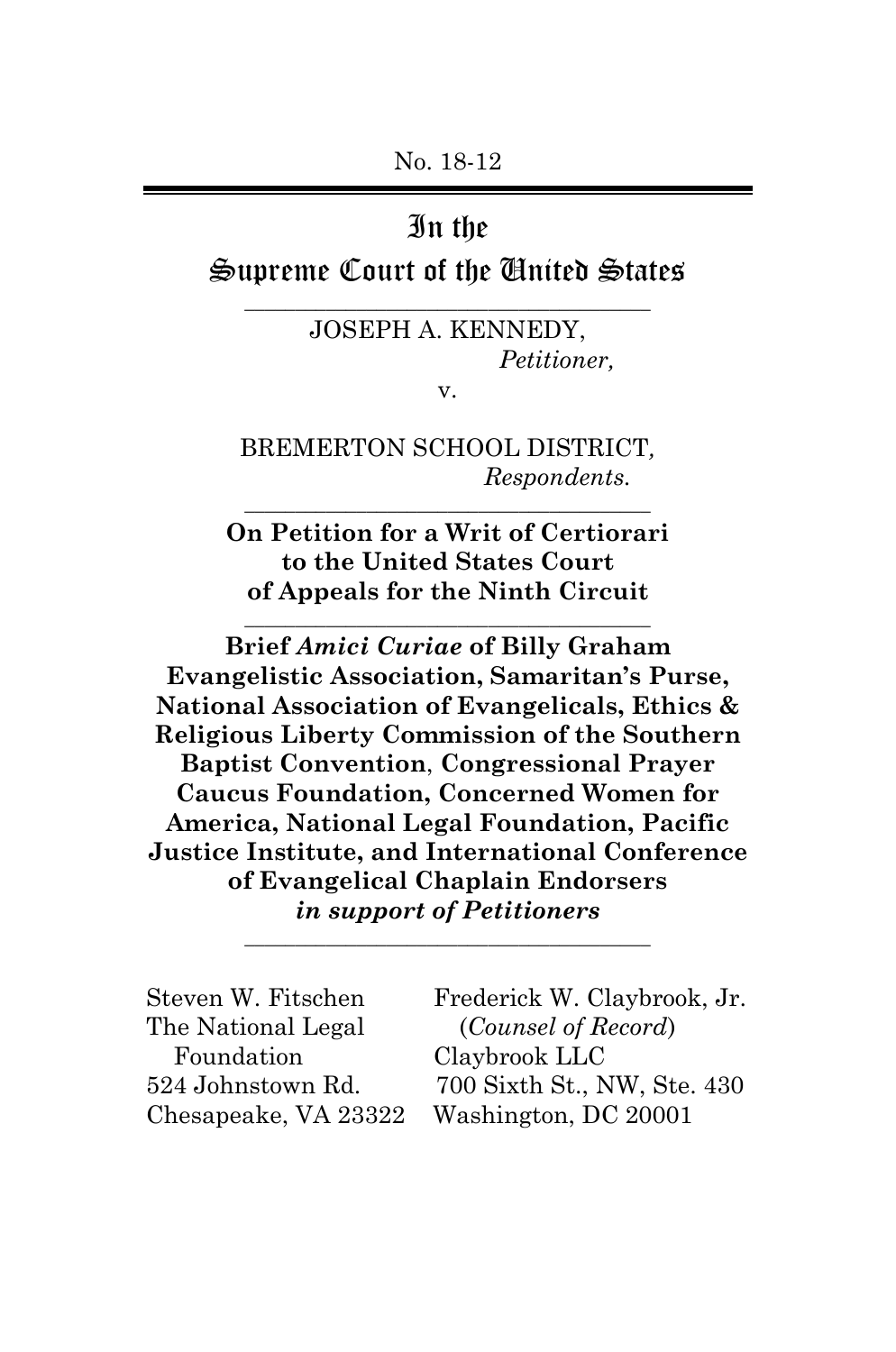No. 18-12

# In the Supreme Court of the United States

---

JOSEPH A. KENNEDY,
*Petitioner,*

v.

BREMERTON SCHOOL DISTRICT,
*Respondents.*

---

**On Petition for a Writ of Certiorari to the United States Court of Appeals for the Ninth Circuit**

---

**Brief *Amici Curiae* of Billy Graham Evangelistic Association, Samaritan's Purse, National Association of Evangelicals, Ethics & Religious Liberty Commission of the Southern Baptist Convention, Congressional Prayer Caucus Foundation, Concerned Women for America, National Legal Foundation, Pacific Justice Institute, and International Conference of Evangelical Chaplain Endorsers *in support of Petitioners***

---

Steven W. Fitschen
The National Legal Foundation
524 Johnstown Rd.
Chesapeake, VA 23322

Frederick W. Claybrook, Jr.
(*Counsel of Record*)
Claybrook LLC
700 Sixth St., NW, Ste. 430
Washington, DC 20001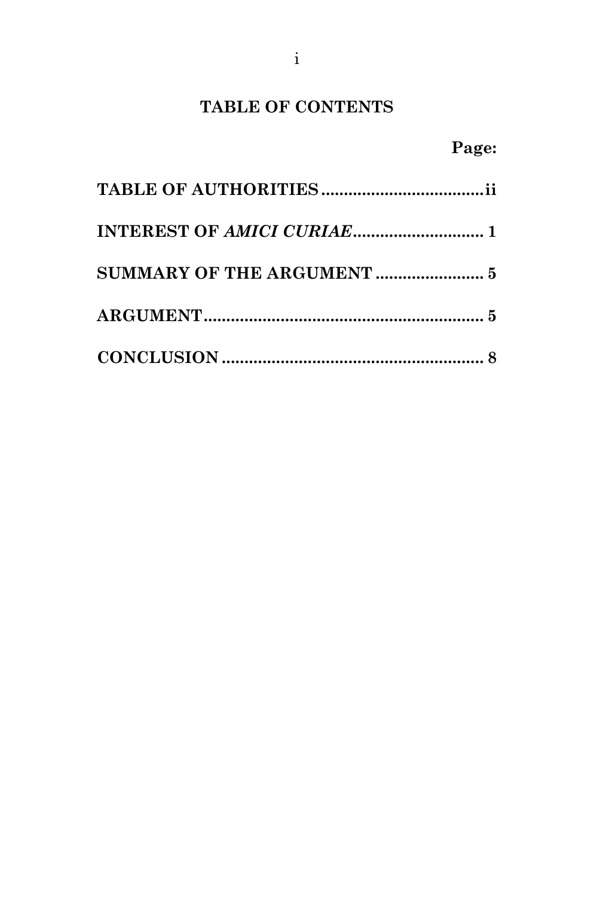# TABLE OF CONTENTS

| | Page: |
|---|---|
| **TABLE OF AUTHORITIES** | **ii** |
| **INTEREST OF *AMICI CURIAE*** | **1** |
| **SUMMARY OF THE ARGUMENT** | **5** |
| **ARGUMENT** | **5** |
| **CONCLUSION** | **8** |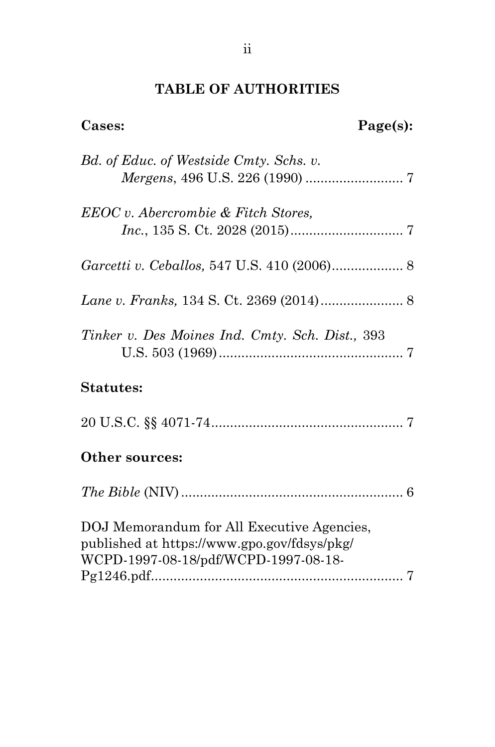## TABLE OF AUTHORITIES

**Cases:** **Page(s):**

*Bd. of Educ. of Westside Cmty. Schs. v. Mergens*, 496 U.S. 226 (1990) .......................... 7

*EEOC v. Abercrombie & Fitch Stores, Inc.*, 135 S. Ct. 2028 (2015).............................. 7

*Garcetti v. Ceballos,* 547 U.S. 410 (2006)................... 8

*Lane v. Franks,* 134 S. Ct. 2369 (2014)...................... 8

*Tinker v. Des Moines Ind. Cmty. Sch. Dist.,* 393 U.S. 503 (1969)................................................. 7

**Statutes:**

20 U.S.C. §§ 4071-74................................................... 7

**Other sources:**

*The Bible* (NIV)........................................................... 6

DOJ Memorandum for All Executive Agencies, published at https://www.gpo.gov/fdsys/pkg/WCPD-1997-08-18/pdf/WCPD-1997-08-18-Pg1246.pdf................................................................... 7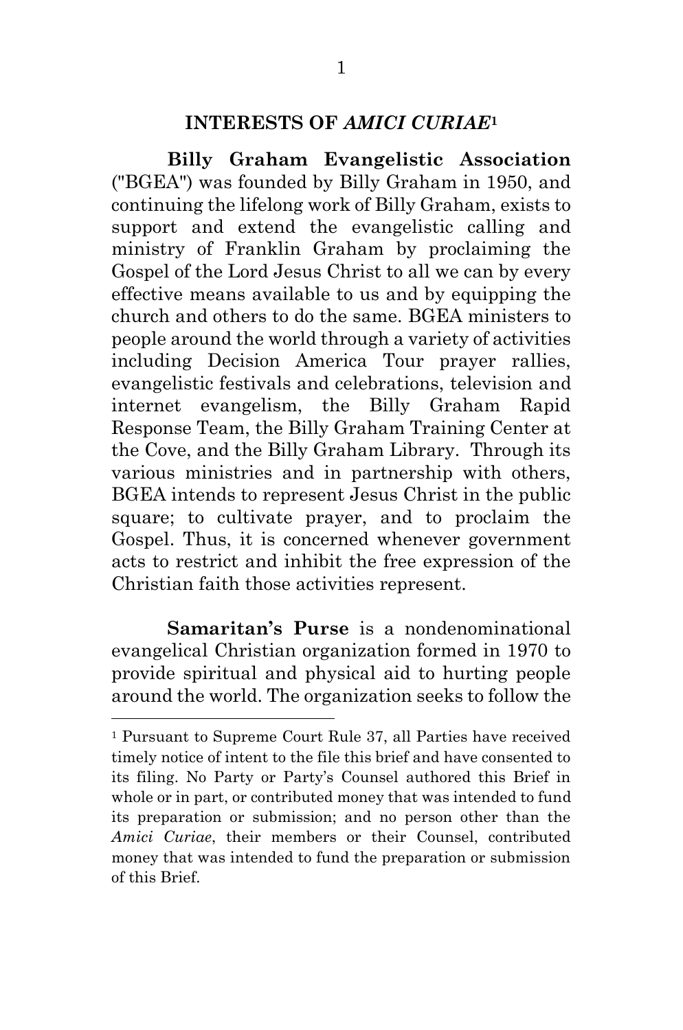## INTERESTS OF *AMICI CURIAE*[1]

**Billy Graham Evangelistic Association** ("BGEA") was founded by Billy Graham in 1950, and continuing the lifelong work of Billy Graham, exists to support and extend the evangelistic calling and ministry of Franklin Graham by proclaiming the Gospel of the Lord Jesus Christ to all we can by every effective means available to us and by equipping the church and others to do the same. BGEA ministers to people around the world through a variety of activities including Decision America Tour prayer rallies, evangelistic festivals and celebrations, television and internet evangelism, the Billy Graham Rapid Response Team, the Billy Graham Training Center at the Cove, and the Billy Graham Library. Through its various ministries and in partnership with others, BGEA intends to represent Jesus Christ in the public square; to cultivate prayer, and to proclaim the Gospel. Thus, it is concerned whenever government acts to restrict and inhibit the free expression of the Christian faith those activities represent.

**Samaritan's Purse** is a nondenominational evangelical Christian organization formed in 1970 to provide spiritual and physical aid to hurting people around the world. The organization seeks to follow the

---

[1] Pursuant to Supreme Court Rule 37, all Parties have received timely notice of intent to the file this brief and have consented to its filing. No Party or Party's Counsel authored this Brief in whole or in part, or contributed money that was intended to fund its preparation or submission; and no person other than the *Amici Curiae*, their members or their Counsel, contributed money that was intended to fund the preparation or submission of this Brief.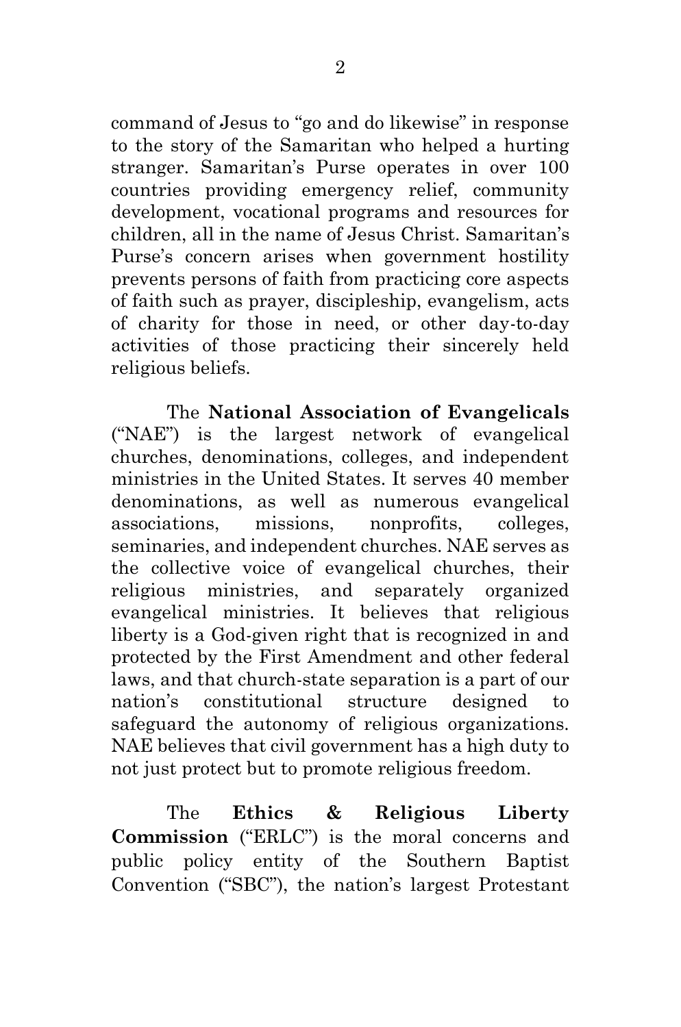command of Jesus to "go and do likewise" in response to the story of the Samaritan who helped a hurting stranger. Samaritan's Purse operates in over 100 countries providing emergency relief, community development, vocational programs and resources for children, all in the name of Jesus Christ. Samaritan's Purse's concern arises when government hostility prevents persons of faith from practicing core aspects of faith such as prayer, discipleship, evangelism, acts of charity for those in need, or other day-to-day activities of those practicing their sincerely held religious beliefs.

The **National Association of Evangelicals** ("NAE") is the largest network of evangelical churches, denominations, colleges, and independent ministries in the United States. It serves 40 member denominations, as well as numerous evangelical associations, missions, nonprofits, colleges, seminaries, and independent churches. NAE serves as the collective voice of evangelical churches, their religious ministries, and separately organized evangelical ministries. It believes that religious liberty is a God-given right that is recognized in and protected by the First Amendment and other federal laws, and that church-state separation is a part of our nation's constitutional structure designed to safeguard the autonomy of religious organizations. NAE believes that civil government has a high duty to not just protect but to promote religious freedom.

The **Ethics & Religious Liberty Commission** ("ERLC") is the moral concerns and public policy entity of the Southern Baptist Convention ("SBC"), the nation's largest Protestant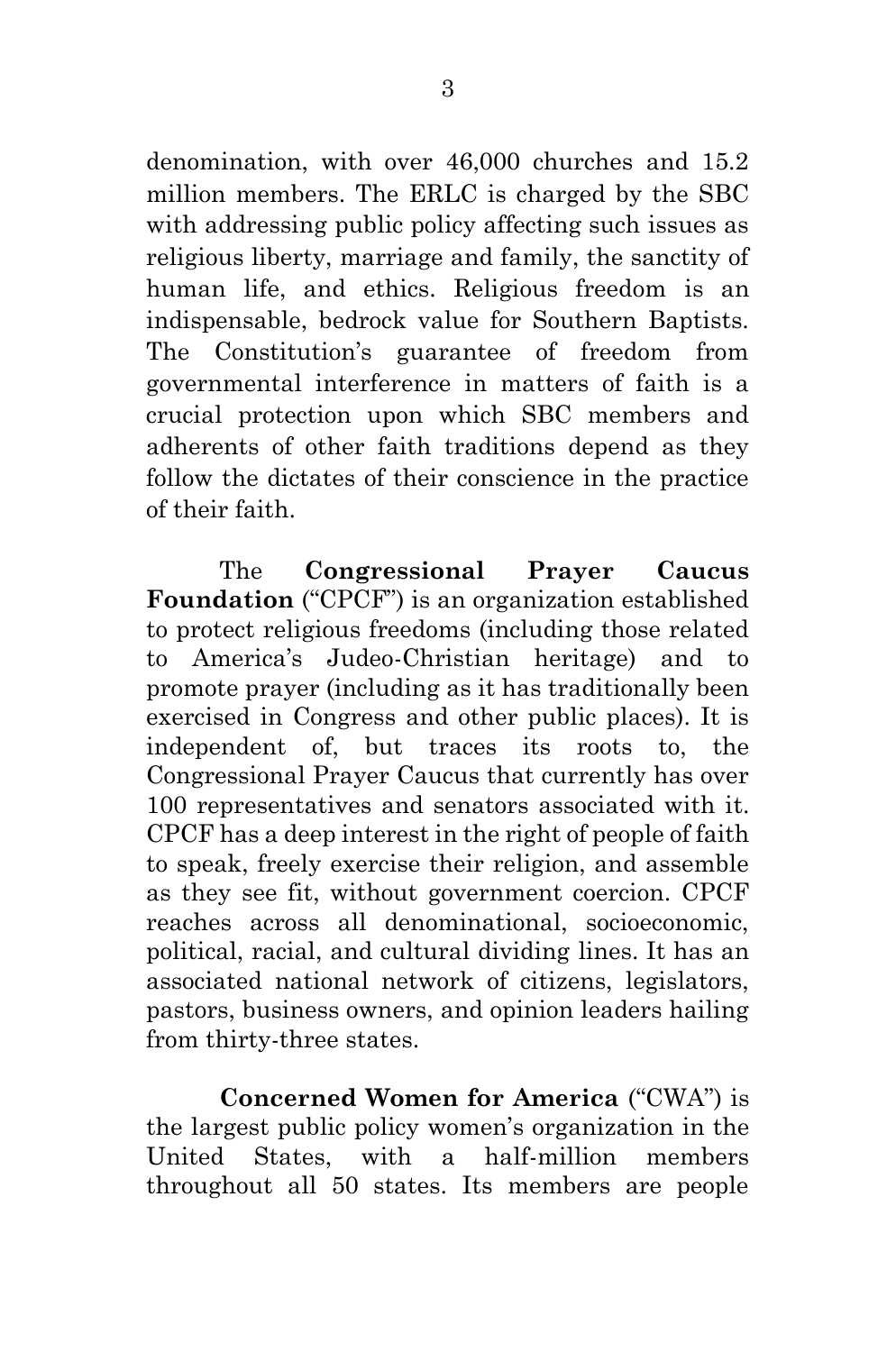denomination, with over 46,000 churches and 15.2 million members. The ERLC is charged by the SBC with addressing public policy affecting such issues as religious liberty, marriage and family, the sanctity of human life, and ethics. Religious freedom is an indispensable, bedrock value for Southern Baptists. The Constitution's guarantee of freedom from governmental interference in matters of faith is a crucial protection upon which SBC members and adherents of other faith traditions depend as they follow the dictates of their conscience in the practice of their faith.

The **Congressional Prayer Caucus Foundation** ("CPCF") is an organization established to protect religious freedoms (including those related to America's Judeo-Christian heritage) and to promote prayer (including as it has traditionally been exercised in Congress and other public places). It is independent of, but traces its roots to, the Congressional Prayer Caucus that currently has over 100 representatives and senators associated with it. CPCF has a deep interest in the right of people of faith to speak, freely exercise their religion, and assemble as they see fit, without government coercion. CPCF reaches across all denominational, socioeconomic, political, racial, and cultural dividing lines. It has an associated national network of citizens, legislators, pastors, business owners, and opinion leaders hailing from thirty-three states.

**Concerned Women for America** ("CWA") is the largest public policy women's organization in the United States, with a half-million members throughout all 50 states. Its members are people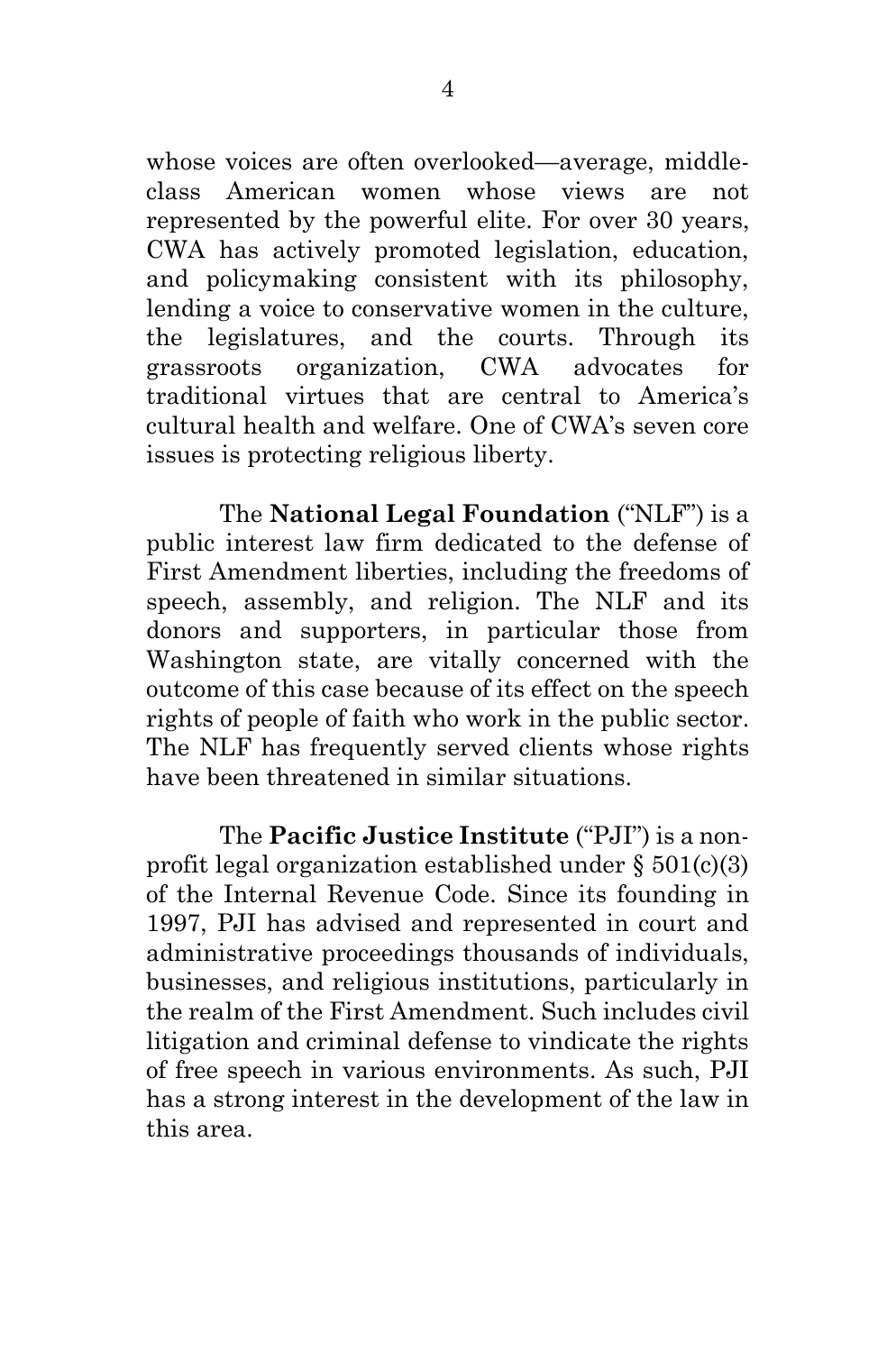whose voices are often overlooked—average, middle-class American women whose views are not represented by the powerful elite. For over 30 years, CWA has actively promoted legislation, education, and policymaking consistent with its philosophy, lending a voice to conservative women in the culture, the legislatures, and the courts. Through its grassroots organization, CWA advocates for traditional virtues that are central to America's cultural health and welfare. One of CWA's seven core issues is protecting religious liberty.

The **National Legal Foundation** ("NLF") is a public interest law firm dedicated to the defense of First Amendment liberties, including the freedoms of speech, assembly, and religion. The NLF and its donors and supporters, in particular those from Washington state, are vitally concerned with the outcome of this case because of its effect on the speech rights of people of faith who work in the public sector. The NLF has frequently served clients whose rights have been threatened in similar situations.

The **Pacific Justice Institute** ("PJI") is a non-profit legal organization established under § 501(c)(3) of the Internal Revenue Code. Since its founding in 1997, PJI has advised and represented in court and administrative proceedings thousands of individuals, businesses, and religious institutions, particularly in the realm of the First Amendment. Such includes civil litigation and criminal defense to vindicate the rights of free speech in various environments. As such, PJI has a strong interest in the development of the law in this area.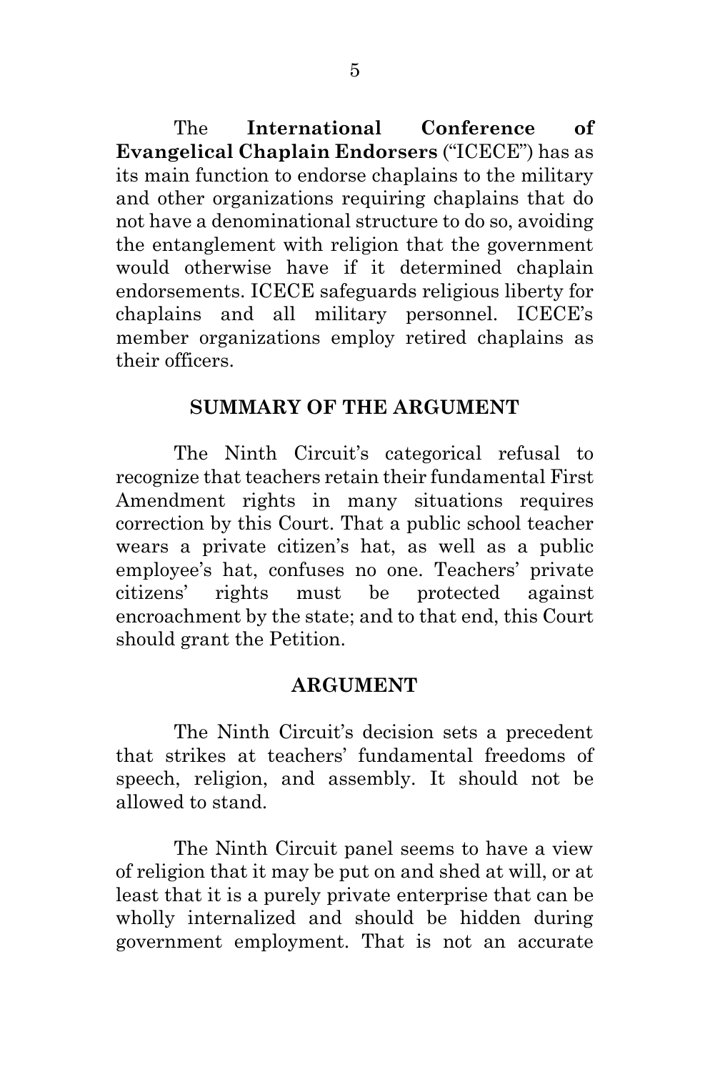The **International Conference of Evangelical Chaplain Endorsers** ("ICECE") has as its main function to endorse chaplains to the military and other organizations requiring chaplains that do not have a denominational structure to do so, avoiding the entanglement with religion that the government would otherwise have if it determined chaplain endorsements. ICECE safeguards religious liberty for chaplains and all military personnel. ICECE's member organizations employ retired chaplains as their officers.

## SUMMARY OF THE ARGUMENT

The Ninth Circuit's categorical refusal to recognize that teachers retain their fundamental First Amendment rights in many situations requires correction by this Court. That a public school teacher wears a private citizen's hat, as well as a public employee's hat, confuses no one. Teachers' private citizens' rights must be protected against encroachment by the state; and to that end, this Court should grant the Petition.

## ARGUMENT

The Ninth Circuit's decision sets a precedent that strikes at teachers' fundamental freedoms of speech, religion, and assembly. It should not be allowed to stand.

The Ninth Circuit panel seems to have a view of religion that it may be put on and shed at will, or at least that it is a purely private enterprise that can be wholly internalized and should be hidden during government employment. That is not an accurate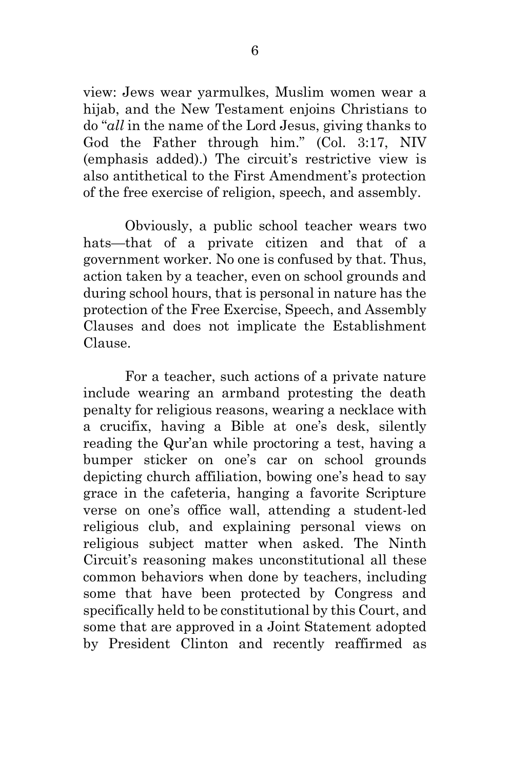view: Jews wear yarmulkes, Muslim women wear a hijab, and the New Testament enjoins Christians to do "*all* in the name of the Lord Jesus, giving thanks to God the Father through him." (Col. 3:17, NIV (emphasis added).) The circuit's restrictive view is also antithetical to the First Amendment's protection of the free exercise of religion, speech, and assembly.

Obviously, a public school teacher wears two hats—that of a private citizen and that of a government worker. No one is confused by that. Thus, action taken by a teacher, even on school grounds and during school hours, that is personal in nature has the protection of the Free Exercise, Speech, and Assembly Clauses and does not implicate the Establishment Clause.

For a teacher, such actions of a private nature include wearing an armband protesting the death penalty for religious reasons, wearing a necklace with a crucifix, having a Bible at one's desk, silently reading the Qur'an while proctoring a test, having a bumper sticker on one's car on school grounds depicting church affiliation, bowing one's head to say grace in the cafeteria, hanging a favorite Scripture verse on one's office wall, attending a student-led religious club, and explaining personal views on religious subject matter when asked. The Ninth Circuit's reasoning makes unconstitutional all these common behaviors when done by teachers, including some that have been protected by Congress and specifically held to be constitutional by this Court, and some that are approved in a Joint Statement adopted by President Clinton and recently reaffirmed as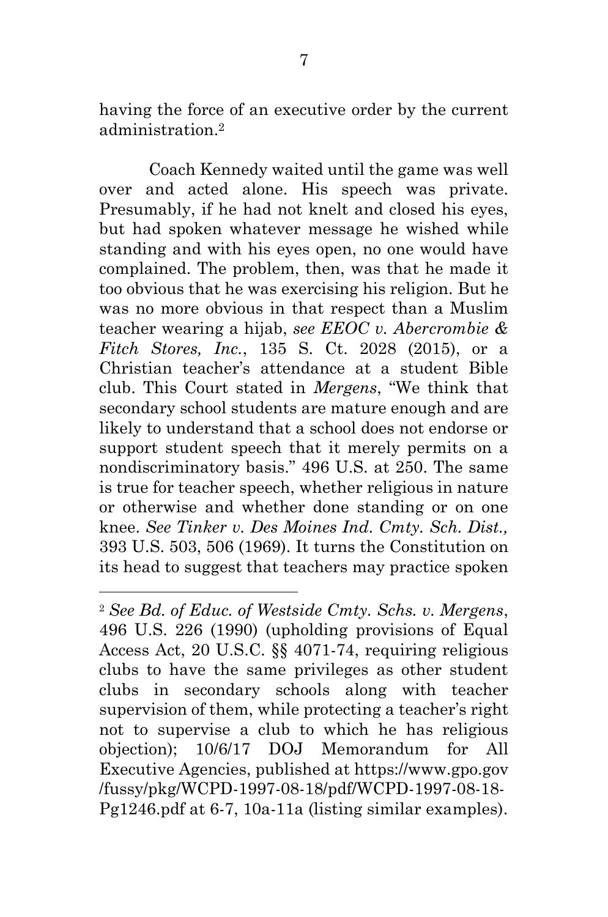having the force of an executive order by the current administration.[2]

Coach Kennedy waited until the game was well over and acted alone. His speech was private. Presumably, if he had not knelt and closed his eyes, but had spoken whatever message he wished while standing and with his eyes open, no one would have complained. The problem, then, was that he made it too obvious that he was exercising his religion. But he was no more obvious in that respect than a Muslim teacher wearing a hijab, *see EEOC v. Abercrombie & Fitch Stores, Inc.*, 135 S. Ct. 2028 (2015), or a Christian teacher's attendance at a student Bible club. This Court stated in *Mergens*, "We think that secondary school students are mature enough and are likely to understand that a school does not endorse or support student speech that it merely permits on a nondiscriminatory basis." 496 U.S. at 250. The same is true for teacher speech, whether religious in nature or otherwise and whether done standing or on one knee. *See Tinker v. Des Moines Ind. Cmty. Sch. Dist.,* 393 U.S. 503, 506 (1969). It turns the Constitution on its head to suggest that teachers may practice spoken

---

[2] *See Bd. of Educ. of Westside Cmty. Schs. v. Mergens*, 496 U.S. 226 (1990) (upholding provisions of Equal Access Act, 20 U.S.C. §§ 4071-74, requiring religious clubs to have the same privileges as other student clubs in secondary schools along with teacher supervision of them, while protecting a teacher's right not to supervise a club to which he has religious objection); 10/6/17 DOJ Memorandum for All Executive Agencies, published at https://www.gpo.gov/fussy/pkg/WCPD-1997-08-18/pdf/WCPD-1997-08-18-Pg1246.pdf at 6-7, 10a-11a (listing similar examples).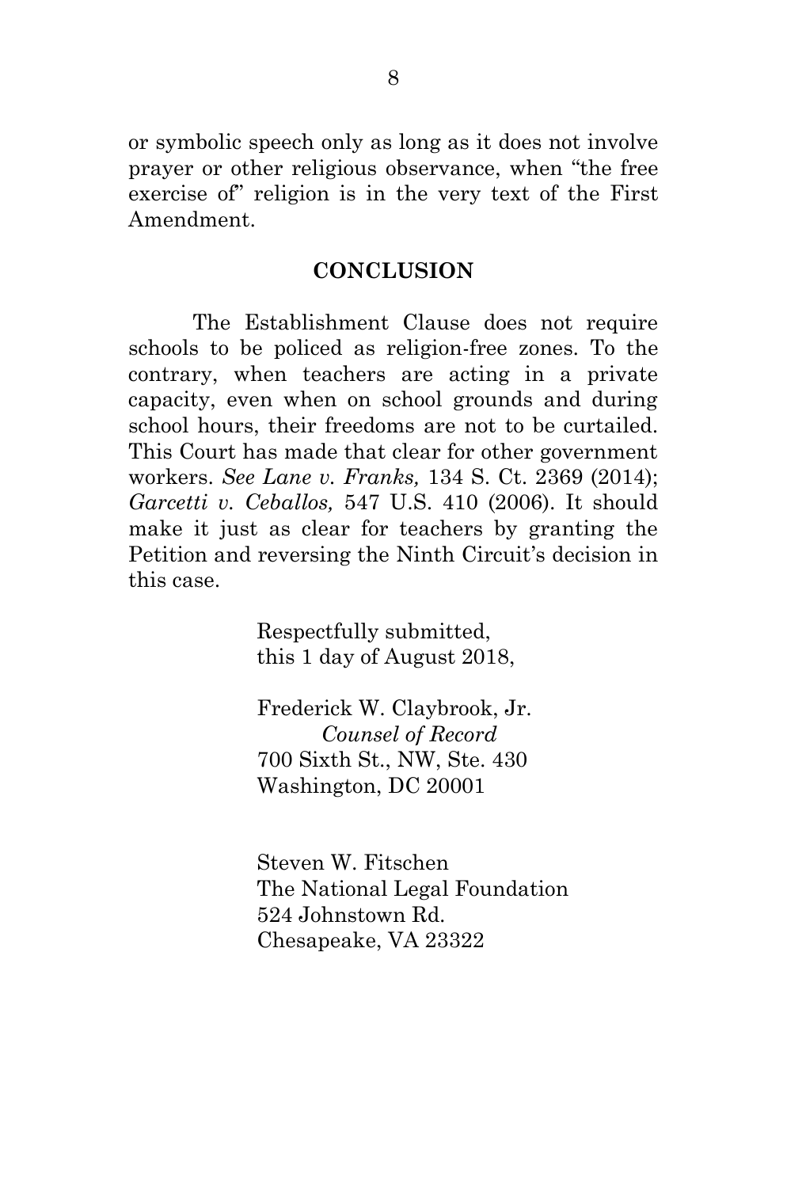or symbolic speech only as long as it does not involve prayer or other religious observance, when "the free exercise of" religion is in the very text of the First Amendment.

## CONCLUSION

The Establishment Clause does not require schools to be policed as religion-free zones. To the contrary, when teachers are acting in a private capacity, even when on school grounds and during school hours, their freedoms are not to be curtailed. This Court has made that clear for other government workers. *See Lane v. Franks,* 134 S. Ct. 2369 (2014); *Garcetti v. Ceballos,* 547 U.S. 410 (2006). It should make it just as clear for teachers by granting the Petition and reversing the Ninth Circuit's decision in this case.

Respectfully submitted,
this 1 day of August 2018,

Frederick W. Claybrook, Jr.
*Counsel of Record*
700 Sixth St., NW, Ste. 430
Washington, DC 20001

Steven W. Fitschen
The National Legal Foundation
524 Johnstown Rd.
Chesapeake, VA 23322